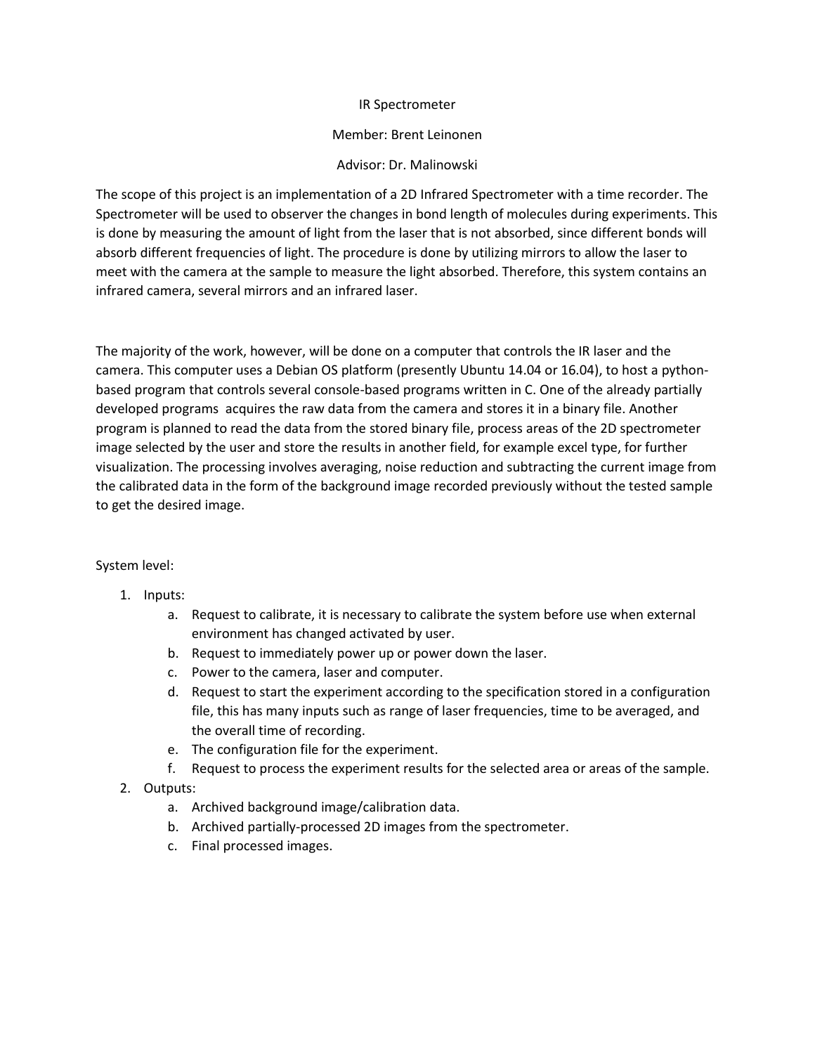# IR Spectrometer

Member: Brent Leinonen

Advisor: Dr. Malinowski

The scope of this project is an implementation of a 2D Infrared Spectrometer with a time recorder. The Spectrometer will be used to observer the changes in bond length of molecules during experiments. This is done by measuring the amount of light from the laser that is not absorbed, since different bonds will absorb different frequencies of light. The procedure is done by utilizing mirrors to allow the laser to meet with the camera at the sample to measure the light absorbed. Therefore, this system contains an infrared camera, several mirrors and an infrared laser.

The majority of the work, however, will be done on a computer that controls the IR laser and the camera. This computer uses a Debian OS platform (presently Ubuntu 14.04 or 16.04), to host a python-based program that controls several console-based programs written in C. One of the already partially developed programs acquires the raw data from the camera and stores it in a binary file. Another program is planned to read the data from the stored binary file, process areas of the 2D spectrometer image selected by the user and store the results in another field, for example excel type, for further visualization. The processing involves averaging, noise reduction and subtracting the current image from the calibrated data in the form of the background image recorded previously without the tested sample to get the desired image.

System level:

1. Inputs:
    a. Request to calibrate, it is necessary to calibrate the system before use when external environment has changed activated by user.
    b. Request to immediately power up or power down the laser.
    c. Power to the camera, laser and computer.
    d. Request to start the experiment according to the specification stored in a configuration file, this has many inputs such as range of laser frequencies, time to be averaged, and the overall time of recording.
    e. The configuration file for the experiment.
    f. Request to process the experiment results for the selected area or areas of the sample.
2. Outputs:
    a. Archived background image/calibration data.
    b. Archived partially-processed 2D images from the spectrometer.
    c. Final processed images.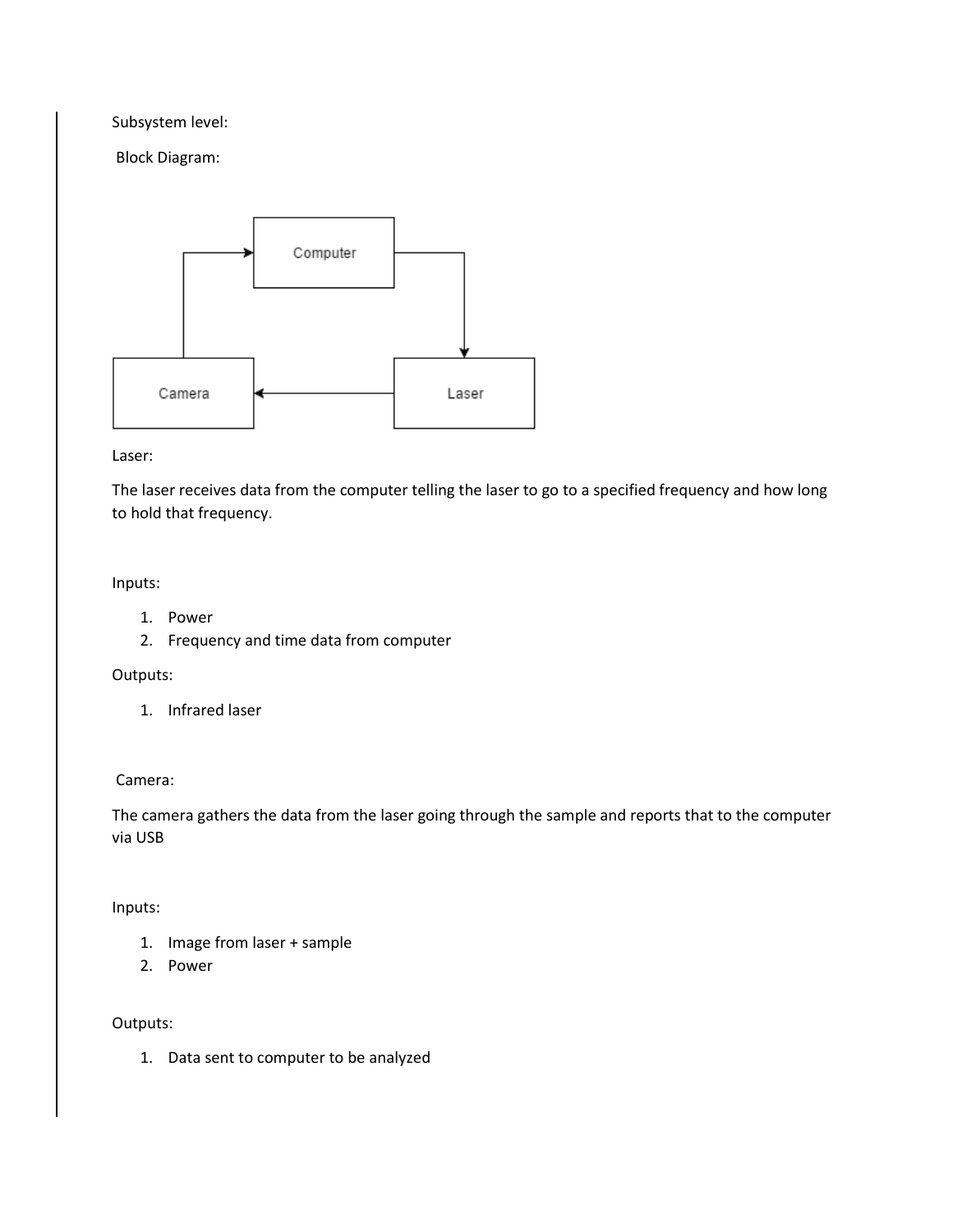Subsystem level:

Block Diagram:

Laser:

The laser receives data from the computer telling the laser to go to a specified frequency and how long to hold that frequency.

Inputs:

1. Power
2. Frequency and time data from computer

Outputs:

1. Infrared laser

Camera:

The camera gathers the data from the laser going through the sample and reports that to the computer via USB

Inputs:

1. Image from laser + sample
2. Power

Outputs:

1. Data sent to computer to be analyzed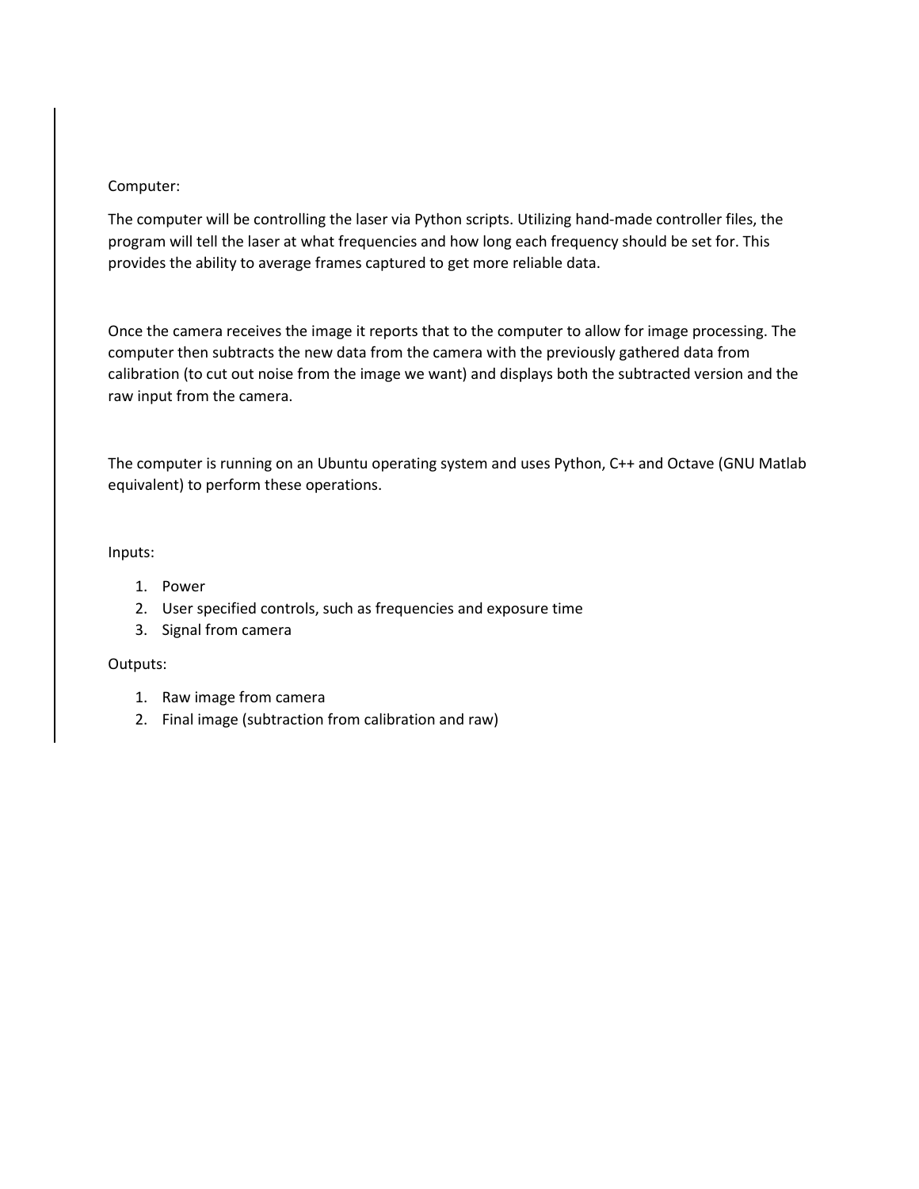Computer:

The computer will be controlling the laser via Python scripts. Utilizing hand-made controller files, the program will tell the laser at what frequencies and how long each frequency should be set for. This provides the ability to average frames captured to get more reliable data.

Once the camera receives the image it reports that to the computer to allow for image processing. The computer then subtracts the new data from the camera with the previously gathered data from calibration (to cut out noise from the image we want) and displays both the subtracted version and the raw input from the camera.

The computer is running on an Ubuntu operating system and uses Python, C++ and Octave (GNU Matlab equivalent) to perform these operations.

Inputs:

1. Power
2. User specified controls, such as frequencies and exposure time
3. Signal from camera

Outputs:

1. Raw image from camera
2. Final image (subtraction from calibration and raw)